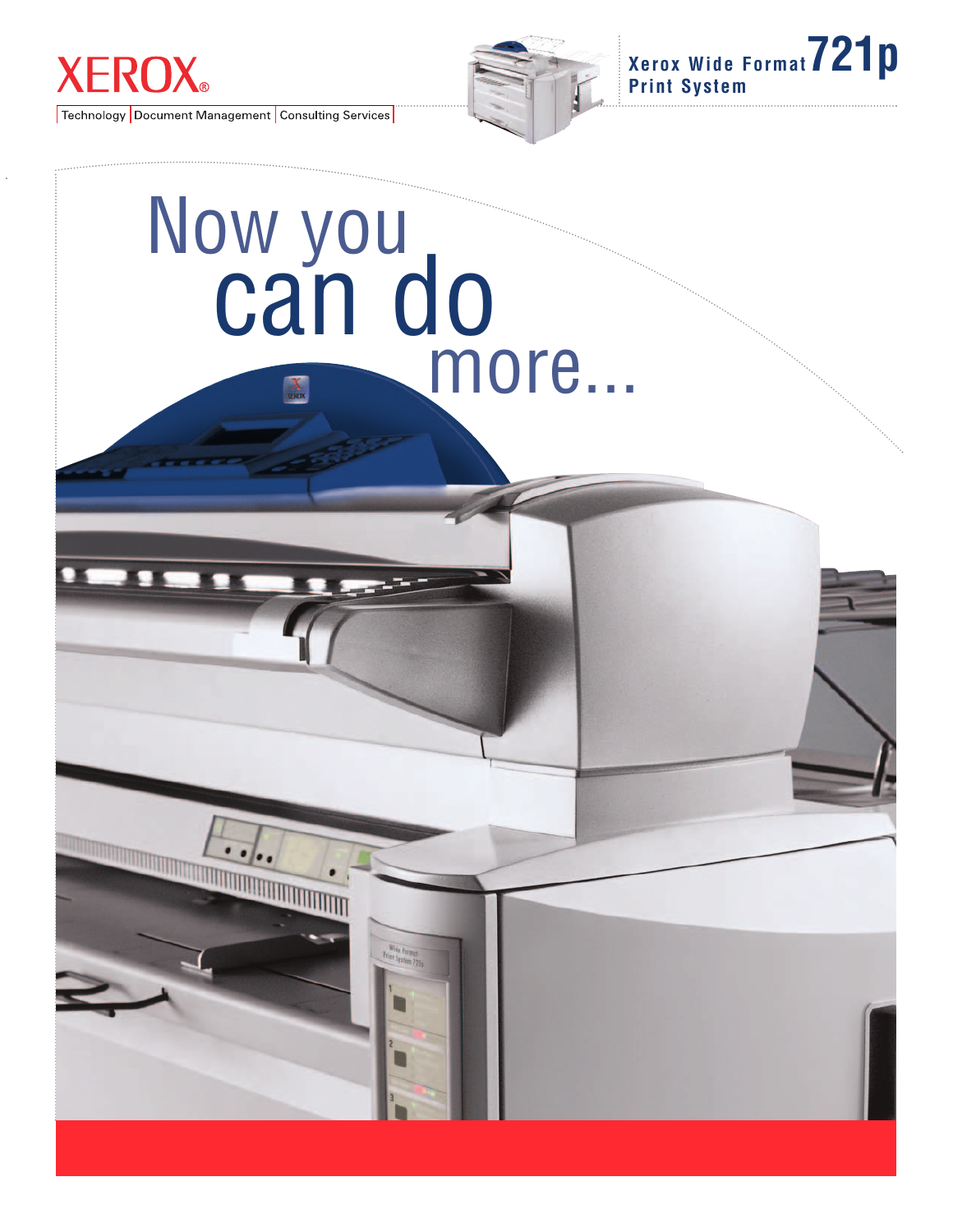XEROX®

Technology | Document Management | Consulting Services

# Xerox Wide Format 721p Print System

# Now you can do more...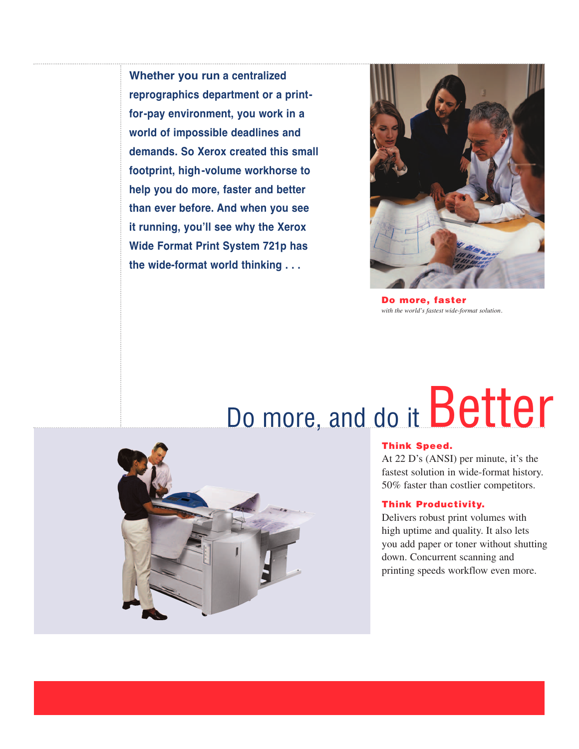**Whether you run a centralized reprographics department or a print-for-pay environment, you work in a world of impossible deadlines and demands. So Xerox created this small footprint, high-volume workhorse to help you do more, faster and better than ever before. And when you see it running, you'll see why the Xerox Wide Format Print System 721p has the wide-format world thinking . . .**

**Do more, faster**
*with the world's fastest wide-format solution.*

# Do more, and do it Better

**Think Speed.**
At 22 D's (ANSI) per minute, it's the fastest solution in wide-format history. 50% faster than costlier competitors.

**Think Productivity.**
Delivers robust print volumes with high uptime and quality. It also lets you add paper or toner without shutting down. Concurrent scanning and printing speeds workflow even more.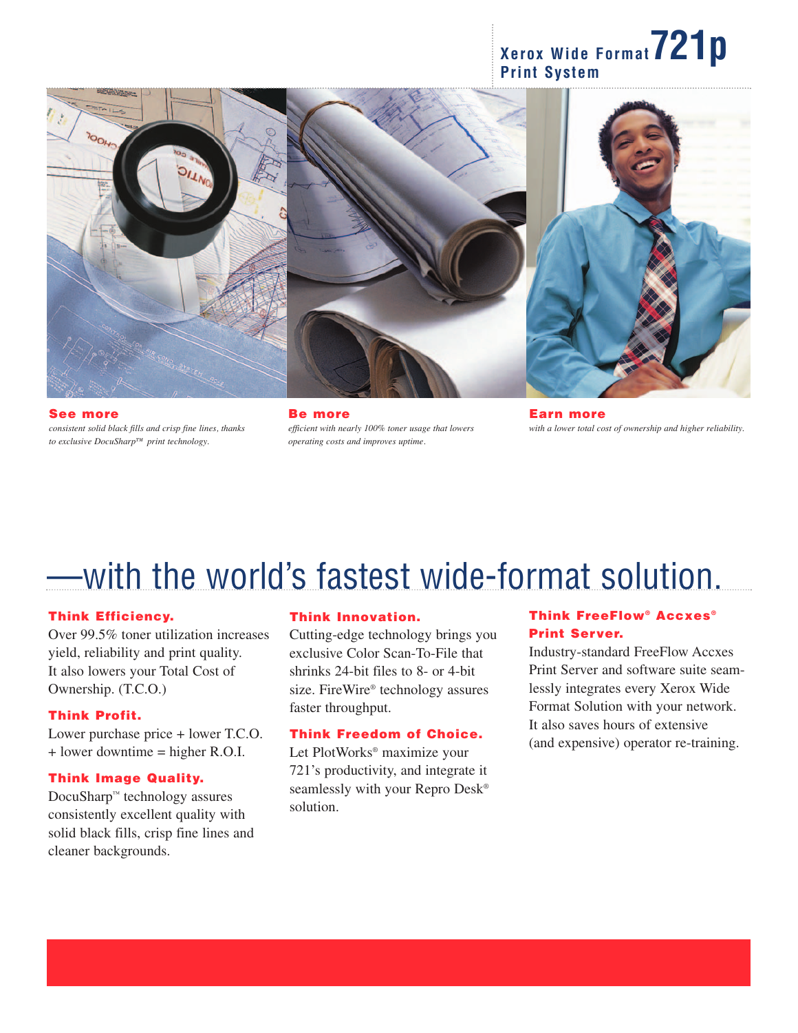# Xerox Wide Format 721p Print System

**See more**
*consistent solid black fills and crisp fine lines, thanks to exclusive DocuSharp™ print technology.*

**Be more**
*efficient with nearly 100% toner usage that lowers operating costs and improves uptime.*

**Earn more**
*with a lower total cost of ownership and higher reliability.*

## —with the world's fastest wide-format solution.

**Think Efficiency.**
Over 99.5% toner utilization increases yield, reliability and print quality. It also lowers your Total Cost of Ownership. (T.C.O.)

**Think Profit.**
Lower purchase price + lower T.C.O. + lower downtime = higher R.O.I.

**Think Image Quality.**
DocuSharp™ technology assures consistently excellent quality with solid black fills, crisp fine lines and cleaner backgrounds.

**Think Innovation.**
Cutting-edge technology brings you exclusive Color Scan-To-File that shrinks 24-bit files to 8- or 4-bit size. FireWire® technology assures faster throughput.

**Think Freedom of Choice.**
Let PlotWorks® maximize your 721's productivity, and integrate it seamlessly with your Repro Desk® solution.

**Think FreeFlow® Accxes® Print Server.**
Industry-standard FreeFlow Accxes Print Server and software suite seamlessly integrates every Xerox Wide Format Solution with your network. It also saves hours of extensive (and expensive) operator re-training.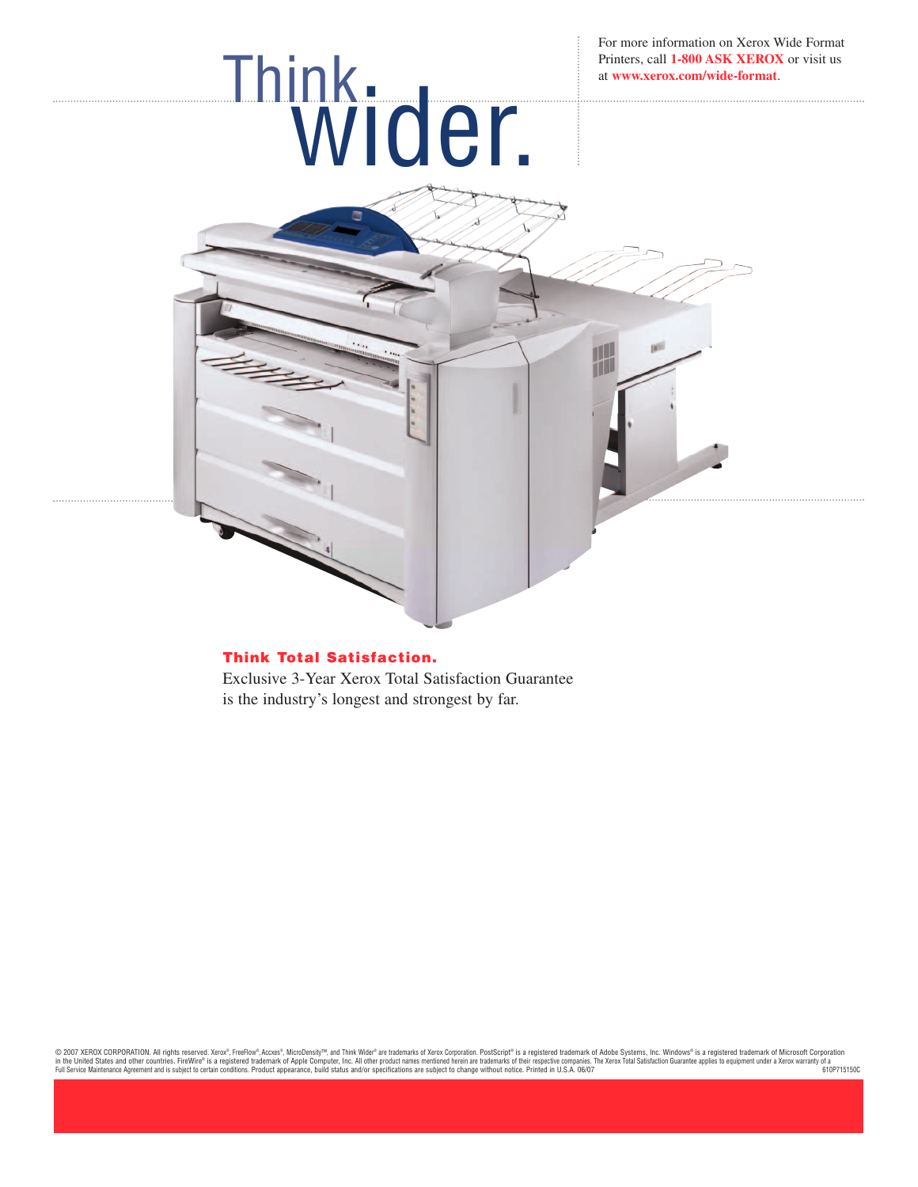# Think wider.

For more information on Xerox Wide Format Printers, call **1-800 ASK XEROX** or visit us at **www.xerox.com/wide-format**.

**Think Total Satisfaction.**

Exclusive 3-Year Xerox Total Satisfaction Guarantee is the industry's longest and strongest by far.

© 2007 XEROX CORPORATION. All rights reserved. Xerox®, FreeFlow®, Accxes®, MicroDensity™, and Think Wider® are trademarks of Xerox Corporation. PostScript® is a registered trademark of Adobe Systems, Inc. Windows® is a registered trademark of Microsoft Corporation in the United States and other countries. FireWire® is a registered trademark of Apple Computer, Inc. All other product names mentioned herein are trademarks of their respective companies. The Xerox Total Satisfaction Guarantee applies to equipment under a Xerox warranty of a Full Service Maintenance Agreement and is subject to certain conditions. Product appearance, build status and/or specifications are subject to change without notice. Printed in U.S.A. 06/07 610P715150C